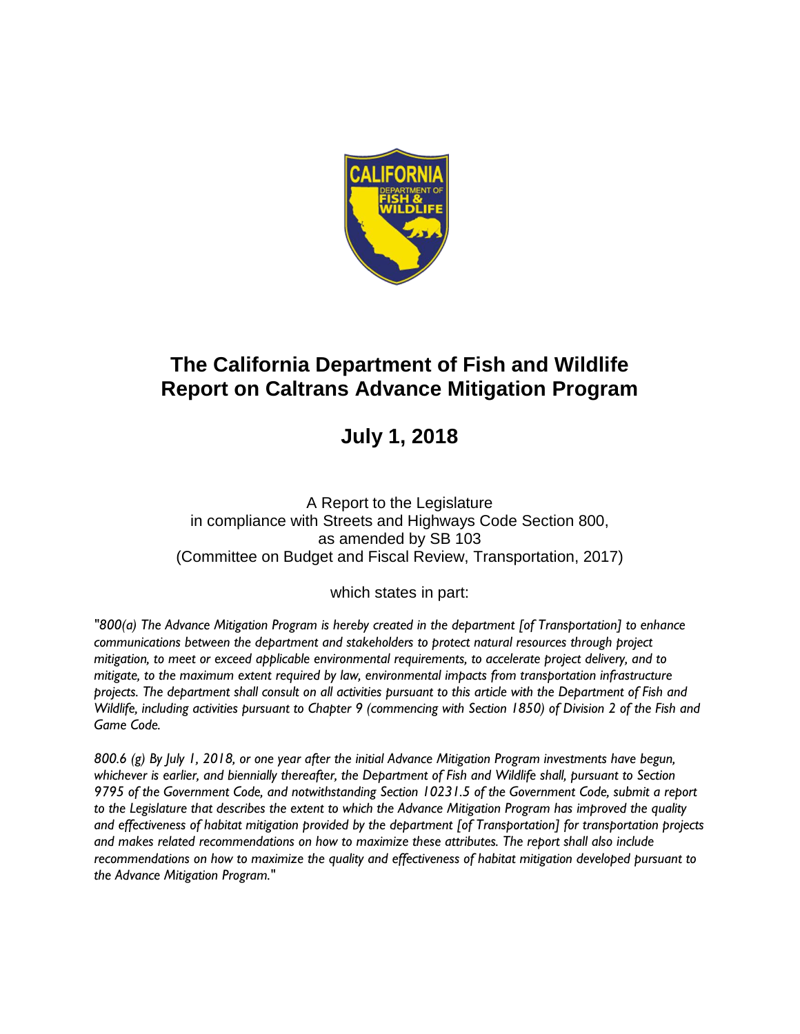# The California Department of Fish and Wildlife Report on Caltrans Advance Mitigation Program

## July 1, 2018

A Report to the Legislature
in compliance with Streets and Highways Code Section 800,
as amended by SB 103
(Committee on Budget and Fiscal Review, Transportation, 2017)

which states in part:

*"800(a) The Advance Mitigation Program is hereby created in the department [of Transportation] to enhance communications between the department and stakeholders to protect natural resources through project mitigation, to meet or exceed applicable environmental requirements, to accelerate project delivery, and to mitigate, to the maximum extent required by law, environmental impacts from transportation infrastructure projects. The department shall consult on all activities pursuant to this article with the Department of Fish and Wildlife, including activities pursuant to Chapter 9 (commencing with Section 1850) of Division 2 of the Fish and Game Code.*

*800.6 (g) By July 1, 2018, or one year after the initial Advance Mitigation Program investments have begun, whichever is earlier, and biennially thereafter, the Department of Fish and Wildlife shall, pursuant to Section 9795 of the Government Code, and notwithstanding Section 10231.5 of the Government Code, submit a report to the Legislature that describes the extent to which the Advance Mitigation Program has improved the quality and effectiveness of habitat mitigation provided by the department [of Transportation] for transportation projects and makes related recommendations on how to maximize these attributes. The report shall also include recommendations on how to maximize the quality and effectiveness of habitat mitigation developed pursuant to the Advance Mitigation Program."*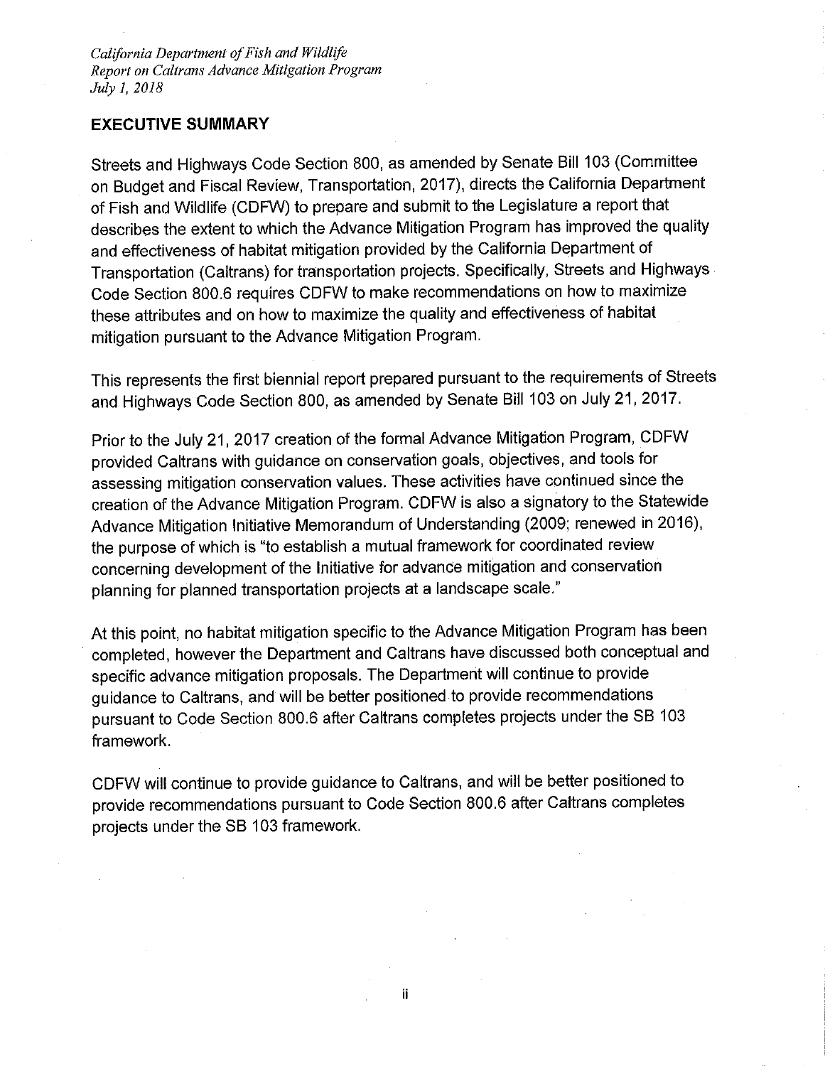## EXECUTIVE SUMMARY

Streets and Highways Code Section 800, as amended by Senate Bill 103 (Committee on Budget and Fiscal Review, Transportation, 2017), directs the California Department of Fish and Wildlife (CDFW) to prepare and submit to the Legislature a report that describes the extent to which the Advance Mitigation Program has improved the quality and effectiveness of habitat mitigation provided by the California Department of Transportation (Caltrans) for transportation projects. Specifically, Streets and Highways Code Section 800.6 requires CDFW to make recommendations on how to maximize these attributes and on how to maximize the quality and effectiveness of habitat mitigation pursuant to the Advance Mitigation Program.

This represents the first biennial report prepared pursuant to the requirements of Streets and Highways Code Section 800, as amended by Senate Bill 103 on July 21, 2017.

Prior to the July 21, 2017 creation of the formal Advance Mitigation Program, CDFW provided Caltrans with guidance on conservation goals, objectives, and tools for assessing mitigation conservation values. These activities have continued since the creation of the Advance Mitigation Program. CDFW is also a signatory to the Statewide Advance Mitigation Initiative Memorandum of Understanding (2009; renewed in 2016), the purpose of which is "to establish a mutual framework for coordinated review concerning development of the Initiative for advance mitigation and conservation planning for planned transportation projects at a landscape scale."

At this point, no habitat mitigation specific to the Advance Mitigation Program has been completed, however the Department and Caltrans have discussed both conceptual and specific advance mitigation proposals. The Department will continue to provide guidance to Caltrans, and will be better positioned to provide recommendations pursuant to Code Section 800.6 after Caltrans completes projects under the SB 103 framework.

CDFW will continue to provide guidance to Caltrans, and will be better positioned to provide recommendations pursuant to Code Section 800.6 after Caltrans completes projects under the SB 103 framework.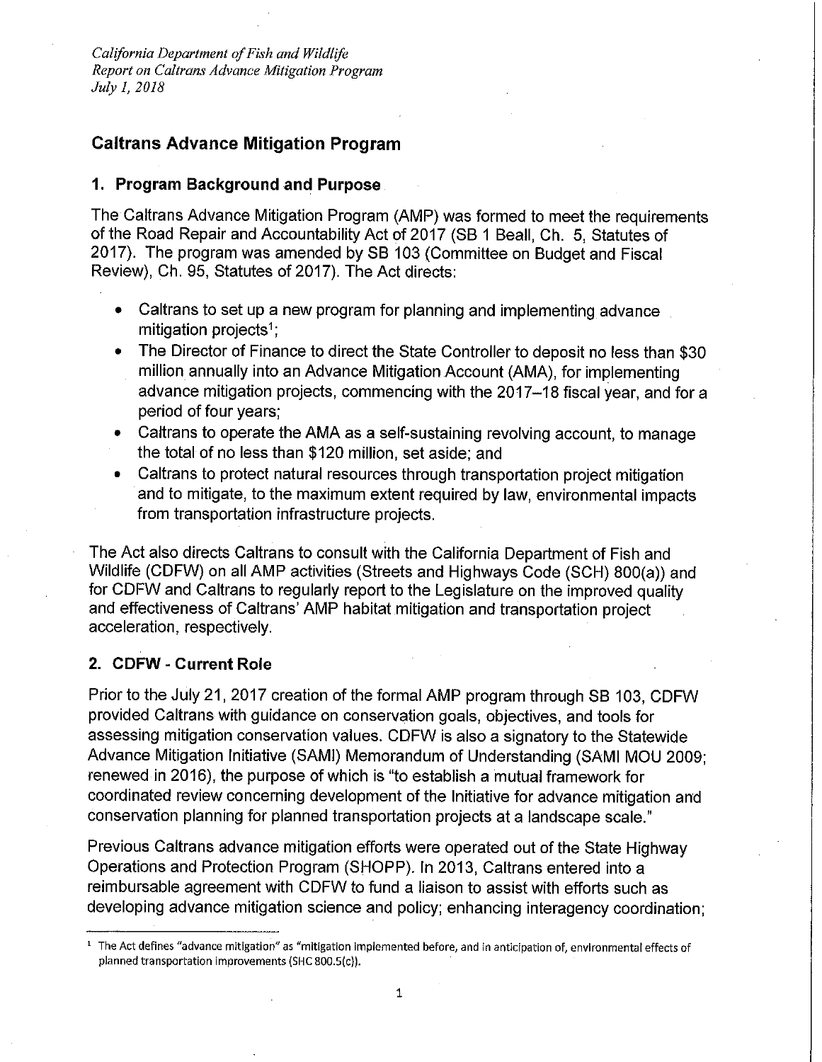## Caltrans Advance Mitigation Program

### 1. Program Background and Purpose

The Caltrans Advance Mitigation Program (AMP) was formed to meet the requirements of the Road Repair and Accountability Act of 2017 (SB 1 Beall, Ch. 5, Statutes of 2017). The program was amended by SB 103 (Committee on Budget and Fiscal Review), Ch. 95, Statutes of 2017). The Act directs:

- Caltrans to set up a new program for planning and implementing advance mitigation projects[1];
- The Director of Finance to direct the State Controller to deposit no less than $30 million annually into an Advance Mitigation Account (AMA), for implementing advance mitigation projects, commencing with the 2017–18 fiscal year, and for a period of four years;
- Caltrans to operate the AMA as a self-sustaining revolving account, to manage the total of no less than $120 million, set aside; and
- Caltrans to protect natural resources through transportation project mitigation and to mitigate, to the maximum extent required by law, environmental impacts from transportation infrastructure projects.

The Act also directs Caltrans to consult with the California Department of Fish and Wildlife (CDFW) on all AMP activities (Streets and Highways Code (SCH) 800(a)) and for CDFW and Caltrans to regularly report to the Legislature on the improved quality and effectiveness of Caltrans' AMP habitat mitigation and transportation project acceleration, respectively.

### 2. CDFW - Current Role

Prior to the July 21, 2017 creation of the formal AMP program through SB 103, CDFW provided Caltrans with guidance on conservation goals, objectives, and tools for assessing mitigation conservation values. CDFW is also a signatory to the Statewide Advance Mitigation Initiative (SAMI) Memorandum of Understanding (SAMI MOU 2009; renewed in 2016), the purpose of which is "to establish a mutual framework for coordinated review concerning development of the Initiative for advance mitigation and conservation planning for planned transportation projects at a landscape scale."

Previous Caltrans advance mitigation efforts were operated out of the State Highway Operations and Protection Program (SHOPP). In 2013, Caltrans entered into a reimbursable agreement with CDFW to fund a liaison to assist with efforts such as developing advance mitigation science and policy; enhancing interagency coordination;

[1] The Act defines "advance mitigation" as "mitigation implemented before, and in anticipation of, environmental effects of planned transportation improvements (SHC 800.5(c))."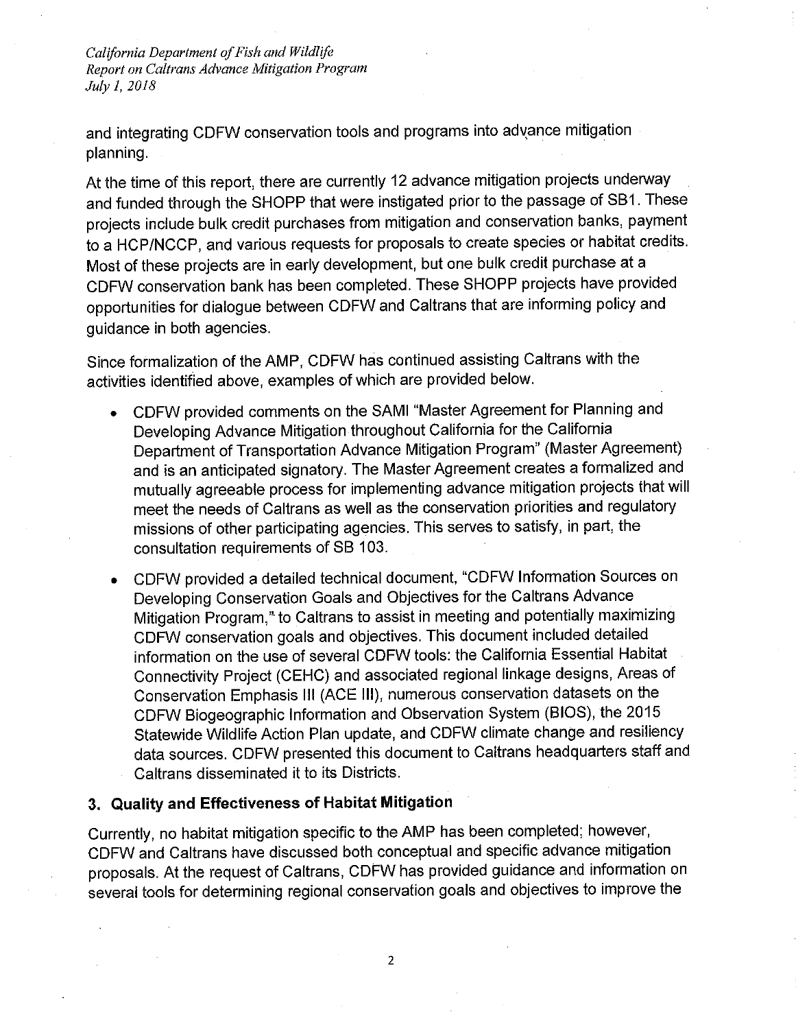and integrating CDFW conservation tools and programs into advance mitigation planning.

At the time of this report, there are currently 12 advance mitigation projects underway and funded through the SHOPP that were instigated prior to the passage of SB1. These projects include bulk credit purchases from mitigation and conservation banks, payment to a HCP/NCCP, and various requests for proposals to create species or habitat credits. Most of these projects are in early development, but one bulk credit purchase at a CDFW conservation bank has been completed. These SHOPP projects have provided opportunities for dialogue between CDFW and Caltrans that are informing policy and guidance in both agencies.

Since formalization of the AMP, CDFW has continued assisting Caltrans with the activities identified above, examples of which are provided below.

- CDFW provided comments on the SAMI "Master Agreement for Planning and Developing Advance Mitigation throughout California for the California Department of Transportation Advance Mitigation Program" (Master Agreement) and is an anticipated signatory. The Master Agreement creates a formalized and mutually agreeable process for implementing advance mitigation projects that will meet the needs of Caltrans as well as the conservation priorities and regulatory missions of other participating agencies. This serves to satisfy, in part, the consultation requirements of SB 103.
- CDFW provided a detailed technical document, "CDFW Information Sources on Developing Conservation Goals and Objectives for the Caltrans Advance Mitigation Program," to Caltrans to assist in meeting and potentially maximizing CDFW conservation goals and objectives. This document included detailed information on the use of several CDFW tools: the California Essential Habitat Connectivity Project (CEHC) and associated regional linkage designs, Areas of Conservation Emphasis III (ACE III), numerous conservation datasets on the CDFW Biogeographic Information and Observation System (BIOS), the 2015 Statewide Wildlife Action Plan update, and CDFW climate change and resiliency data sources. CDFW presented this document to Caltrans headquarters staff and Caltrans disseminated it to its Districts.

### 3. Quality and Effectiveness of Habitat Mitigation

Currently, no habitat mitigation specific to the AMP has been completed; however, CDFW and Caltrans have discussed both conceptual and specific advance mitigation proposals. At the request of Caltrans, CDFW has provided guidance and information on several tools for determining regional conservation goals and objectives to improve the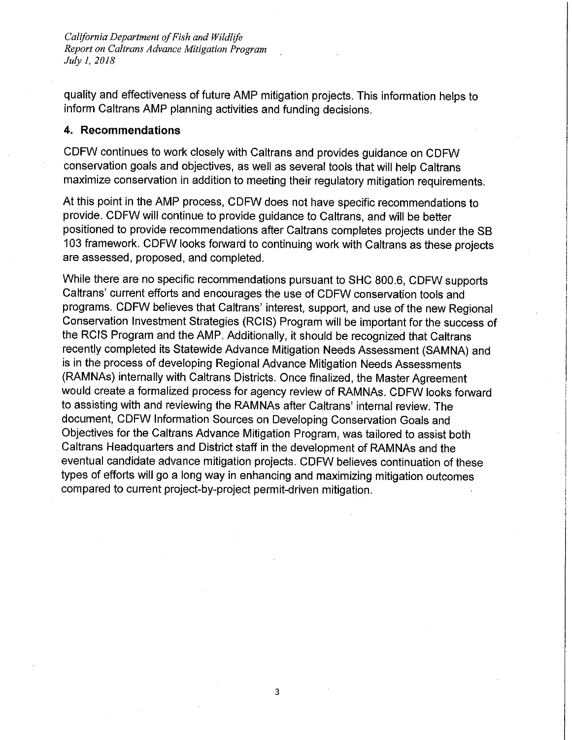quality and effectiveness of future AMP mitigation projects. This information helps to inform Caltrans AMP planning activities and funding decisions.

#### 4. Recommendations

CDFW continues to work closely with Caltrans and provides guidance on CDFW conservation goals and objectives, as well as several tools that will help Caltrans maximize conservation in addition to meeting their regulatory mitigation requirements.

At this point in the AMP process, CDFW does not have specific recommendations to provide. CDFW will continue to provide guidance to Caltrans, and will be better positioned to provide recommendations after Caltrans completes projects under the SB 103 framework. CDFW looks forward to continuing work with Caltrans as these projects are assessed, proposed, and completed.

While there are no specific recommendations pursuant to SHC 800.6, CDFW supports Caltrans' current efforts and encourages the use of CDFW conservation tools and programs. CDFW believes that Caltrans' interest, support, and use of the new Regional Conservation Investment Strategies (RCIS) Program will be important for the success of the RCIS Program and the AMP. Additionally, it should be recognized that Caltrans recently completed its Statewide Advance Mitigation Needs Assessment (SAMNA) and is in the process of developing Regional Advance Mitigation Needs Assessments (RAMNAs) internally with Caltrans Districts. Once finalized, the Master Agreement would create a formalized process for agency review of RAMNAs. CDFW looks forward to assisting with and reviewing the RAMNAs after Caltrans' internal review. The document, CDFW Information Sources on Developing Conservation Goals and Objectives for the Caltrans Advance Mitigation Program, was tailored to assist both Caltrans Headquarters and District staff in the development of RAMNAs and the eventual candidate advance mitigation projects. CDFW believes continuation of these types of efforts will go a long way in enhancing and maximizing mitigation outcomes compared to current project-by-project permit-driven mitigation.